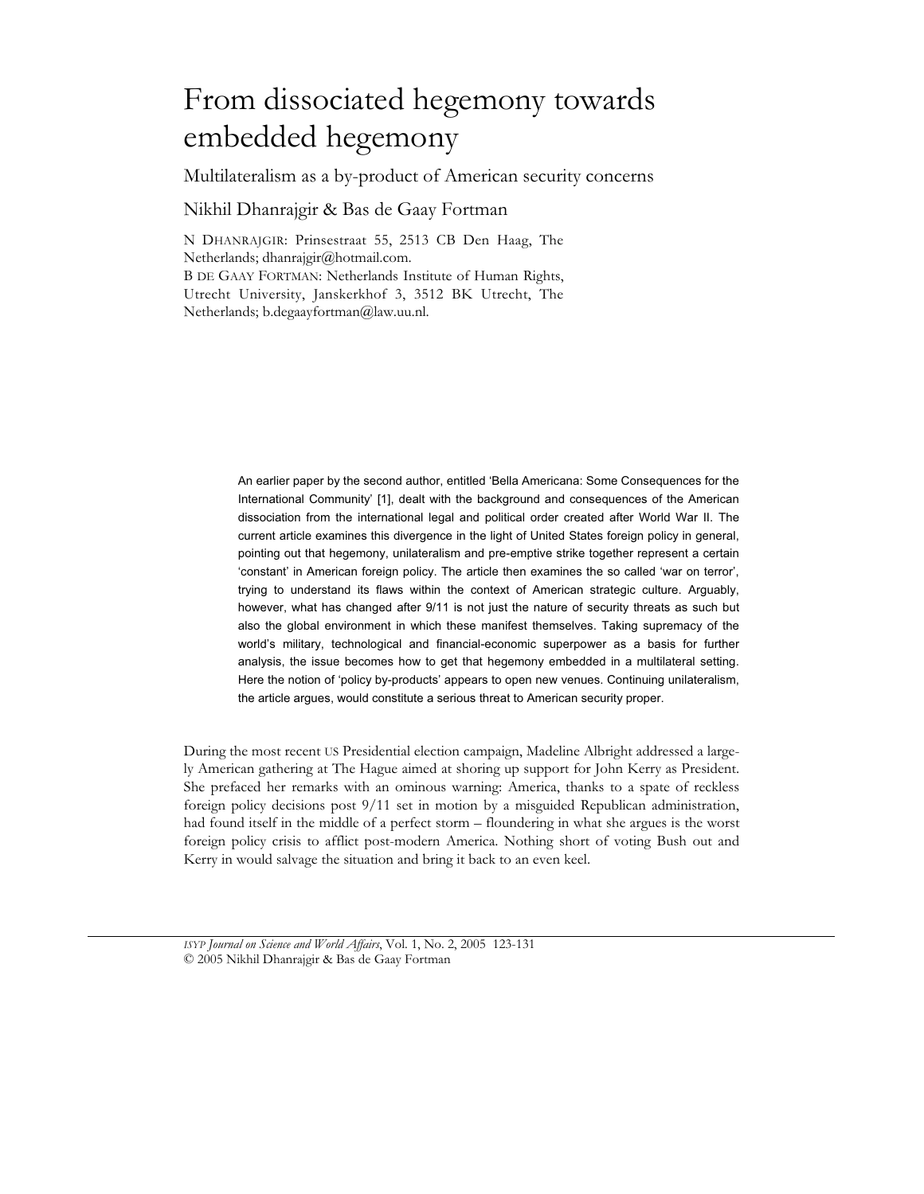# From dissociated hegemony towards embedded hegemony

## Multilateralism as a by-product of American security concerns

Nikhil Dhanrajgir & Bas de Gaay Fortman

N DHANRAJGIR: Prinsestraat 55, 2513 CB Den Haag, The Netherlands; dhanrajgir@hotmail.com.
B DE GAAY FORTMAN: Netherlands Institute of Human Rights, Utrecht University, Janskerkhof 3, 3512 BK Utrecht, The Netherlands; b.degaayfortman@law.uu.nl.

An earlier paper by the second author, entitled 'Bella Americana: Some Consequences for the International Community' [1], dealt with the background and consequences of the American dissociation from the international legal and political order created after World War II. The current article examines this divergence in the light of United States foreign policy in general, pointing out that hegemony, unilateralism and pre-emptive strike together represent a certain 'constant' in American foreign policy. The article then examines the so called 'war on terror', trying to understand its flaws within the context of American strategic culture. Arguably, however, what has changed after 9/11 is not just the nature of security threats as such but also the global environment in which these manifest themselves. Taking supremacy of the world's military, technological and financial-economic superpower as a basis for further analysis, the issue becomes how to get that hegemony embedded in a multilateral setting. Here the notion of 'policy by-products' appears to open new venues. Continuing unilateralism, the article argues, would constitute a serious threat to American security proper.

During the most recent US Presidential election campaign, Madeline Albright addressed a largely American gathering at The Hague aimed at shoring up support for John Kerry as President. She prefaced her remarks with an ominous warning: America, thanks to a spate of reckless foreign policy decisions post 9/11 set in motion by a misguided Republican administration, had found itself in the middle of a perfect storm – floundering in what she argues is the worst foreign policy crisis to afflict post-modern America. Nothing short of voting Bush out and Kerry in would salvage the situation and bring it back to an even keel.

© 2005 Nikhil Dhanrajgir & Bas de Gaay Fortman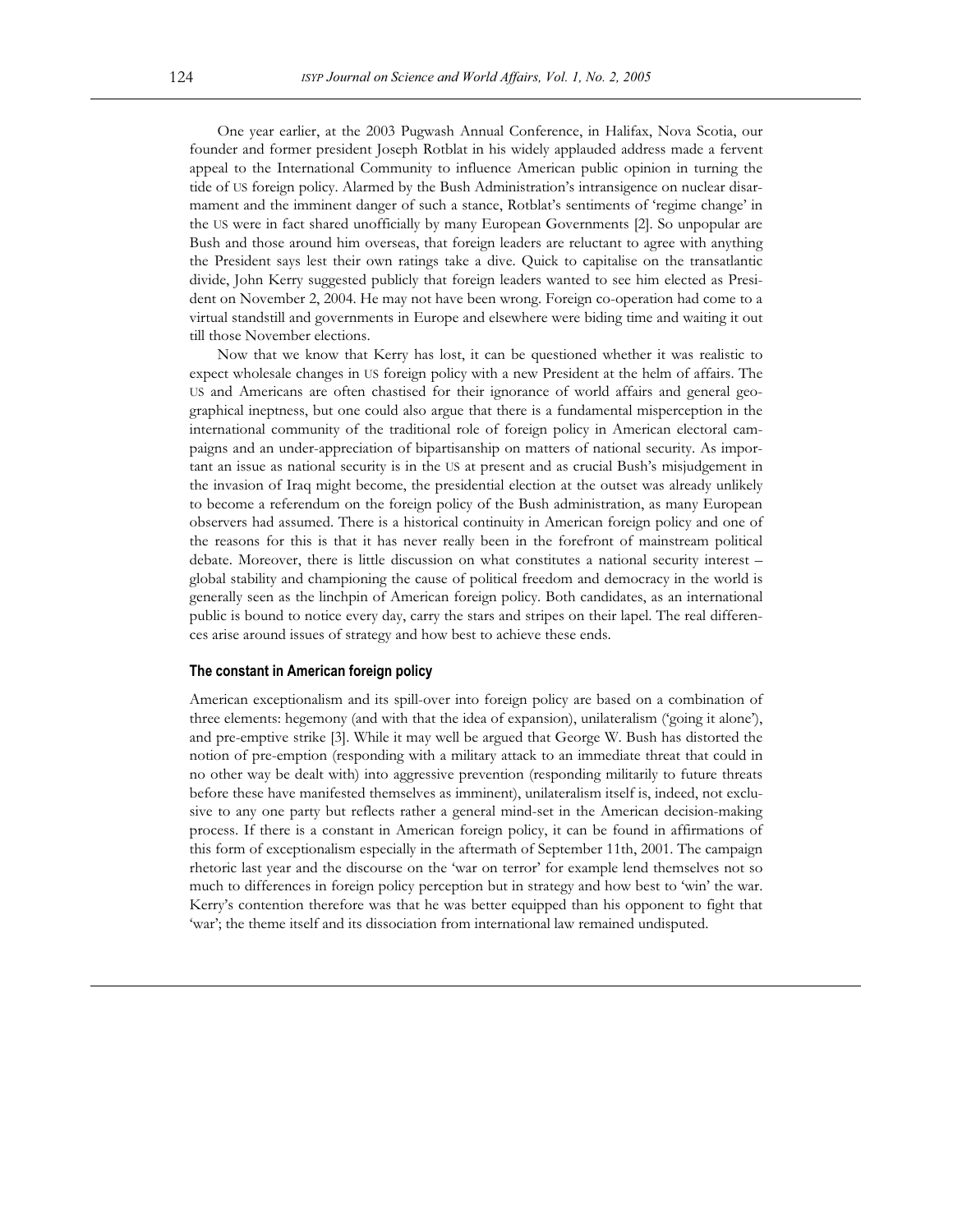One year earlier, at the 2003 Pugwash Annual Conference, in Halifax, Nova Scotia, our founder and former president Joseph Rotblat in his widely applauded address made a fervent appeal to the International Community to influence American public opinion in turning the tide of US foreign policy. Alarmed by the Bush Administration's intransigence on nuclear disarmament and the imminent danger of such a stance, Rotblat's sentiments of 'regime change' in the US were in fact shared unofficially by many European Governments [2]. So unpopular are Bush and those around him overseas, that foreign leaders are reluctant to agree with anything the President says lest their own ratings take a dive. Quick to capitalise on the transatlantic divide, John Kerry suggested publicly that foreign leaders wanted to see him elected as President on November 2, 2004. He may not have been wrong. Foreign co-operation had come to a virtual standstill and governments in Europe and elsewhere were biding time and waiting it out till those November elections.

Now that we know that Kerry has lost, it can be questioned whether it was realistic to expect wholesale changes in US foreign policy with a new President at the helm of affairs. The US and Americans are often chastised for their ignorance of world affairs and general geographical ineptness, but one could also argue that there is a fundamental misperception in the international community of the traditional role of foreign policy in American electoral campaigns and an under-appreciation of bipartisanship on matters of national security. As important an issue as national security is in the US at present and as crucial Bush's misjudgement in the invasion of Iraq might become, the presidential election at the outset was already unlikely to become a referendum on the foreign policy of the Bush administration, as many European observers had assumed. There is a historical continuity in American foreign policy and one of the reasons for this is that it has never really been in the forefront of mainstream political debate. Moreover, there is little discussion on what constitutes a national security interest – global stability and championing the cause of political freedom and democracy in the world is generally seen as the linchpin of American foreign policy. Both candidates, as an international public is bound to notice every day, carry the stars and stripes on their lapel. The real differences arise around issues of strategy and how best to achieve these ends.

### The constant in American foreign policy

American exceptionalism and its spill-over into foreign policy are based on a combination of three elements: hegemony (and with that the idea of expansion), unilateralism ('going it alone'), and pre-emptive strike [3]. While it may well be argued that George W. Bush has distorted the notion of pre-emption (responding with a military attack to an immediate threat that could in no other way be dealt with) into aggressive prevention (responding militarily to future threats before these have manifested themselves as imminent), unilateralism itself is, indeed, not exclusive to any one party but reflects rather a general mind-set in the American decision-making process. If there is a constant in American foreign policy, it can be found in affirmations of this form of exceptionalism especially in the aftermath of September 11th, 2001. The campaign rhetoric last year and the discourse on the 'war on terror' for example lend themselves not so much to differences in foreign policy perception but in strategy and how best to 'win' the war. Kerry's contention therefore was that he was better equipped than his opponent to fight that 'war'; the theme itself and its dissociation from international law remained undisputed.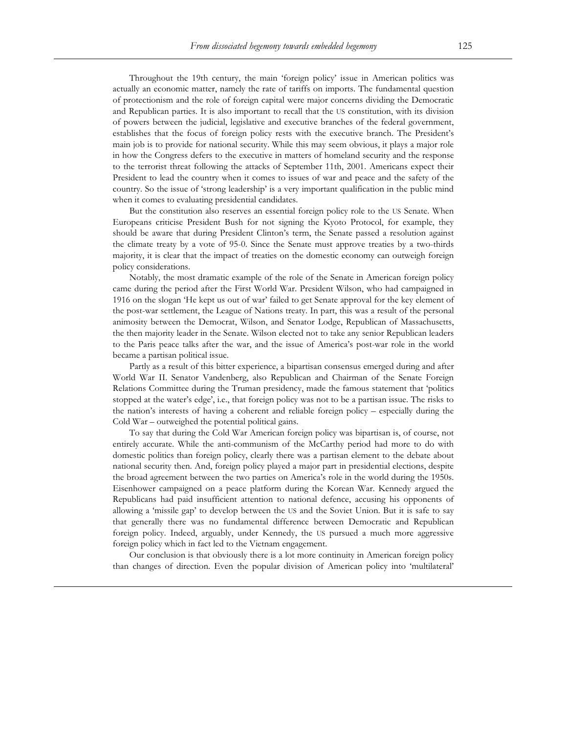Throughout the 19th century, the main 'foreign policy' issue in American politics was actually an economic matter, namely the rate of tariffs on imports. The fundamental question of protectionism and the role of foreign capital were major concerns dividing the Democratic and Republican parties. It is also important to recall that the US constitution, with its division of powers between the judicial, legislative and executive branches of the federal government, establishes that the focus of foreign policy rests with the executive branch. The President's main job is to provide for national security. While this may seem obvious, it plays a major role in how the Congress defers to the executive in matters of homeland security and the response to the terrorist threat following the attacks of September 11th, 2001. Americans expect their President to lead the country when it comes to issues of war and peace and the safety of the country. So the issue of 'strong leadership' is a very important qualification in the public mind when it comes to evaluating presidential candidates.

But the constitution also reserves an essential foreign policy role to the US Senate. When Europeans criticise President Bush for not signing the Kyoto Protocol, for example, they should be aware that during President Clinton's term, the Senate passed a resolution against the climate treaty by a vote of 95-0. Since the Senate must approve treaties by a two-thirds majority, it is clear that the impact of treaties on the domestic economy can outweigh foreign policy considerations.

Notably, the most dramatic example of the role of the Senate in American foreign policy came during the period after the First World War. President Wilson, who had campaigned in 1916 on the slogan 'He kept us out of war' failed to get Senate approval for the key element of the post-war settlement, the League of Nations treaty. In part, this was a result of the personal animosity between the Democrat, Wilson, and Senator Lodge, Republican of Massachusetts, the then majority leader in the Senate. Wilson elected not to take any senior Republican leaders to the Paris peace talks after the war, and the issue of America's post-war role in the world became a partisan political issue.

Partly as a result of this bitter experience, a bipartisan consensus emerged during and after World War II. Senator Vandenberg, also Republican and Chairman of the Senate Foreign Relations Committee during the Truman presidency, made the famous statement that 'politics stopped at the water's edge', i.e., that foreign policy was not to be a partisan issue. The risks to the nation's interests of having a coherent and reliable foreign policy – especially during the Cold War – outweighed the potential political gains.

To say that during the Cold War American foreign policy was bipartisan is, of course, not entirely accurate. While the anti-communism of the McCarthy period had more to do with domestic politics than foreign policy, clearly there was a partisan element to the debate about national security then. And, foreign policy played a major part in presidential elections, despite the broad agreement between the two parties on America's role in the world during the 1950s. Eisenhower campaigned on a peace platform during the Korean War. Kennedy argued the Republicans had paid insufficient attention to national defence, accusing his opponents of allowing a 'missile gap' to develop between the US and the Soviet Union. But it is safe to say that generally there was no fundamental difference between Democratic and Republican foreign policy. Indeed, arguably, under Kennedy, the US pursued a much more aggressive foreign policy which in fact led to the Vietnam engagement.

Our conclusion is that obviously there is a lot more continuity in American foreign policy than changes of direction. Even the popular division of American policy into 'multilateral'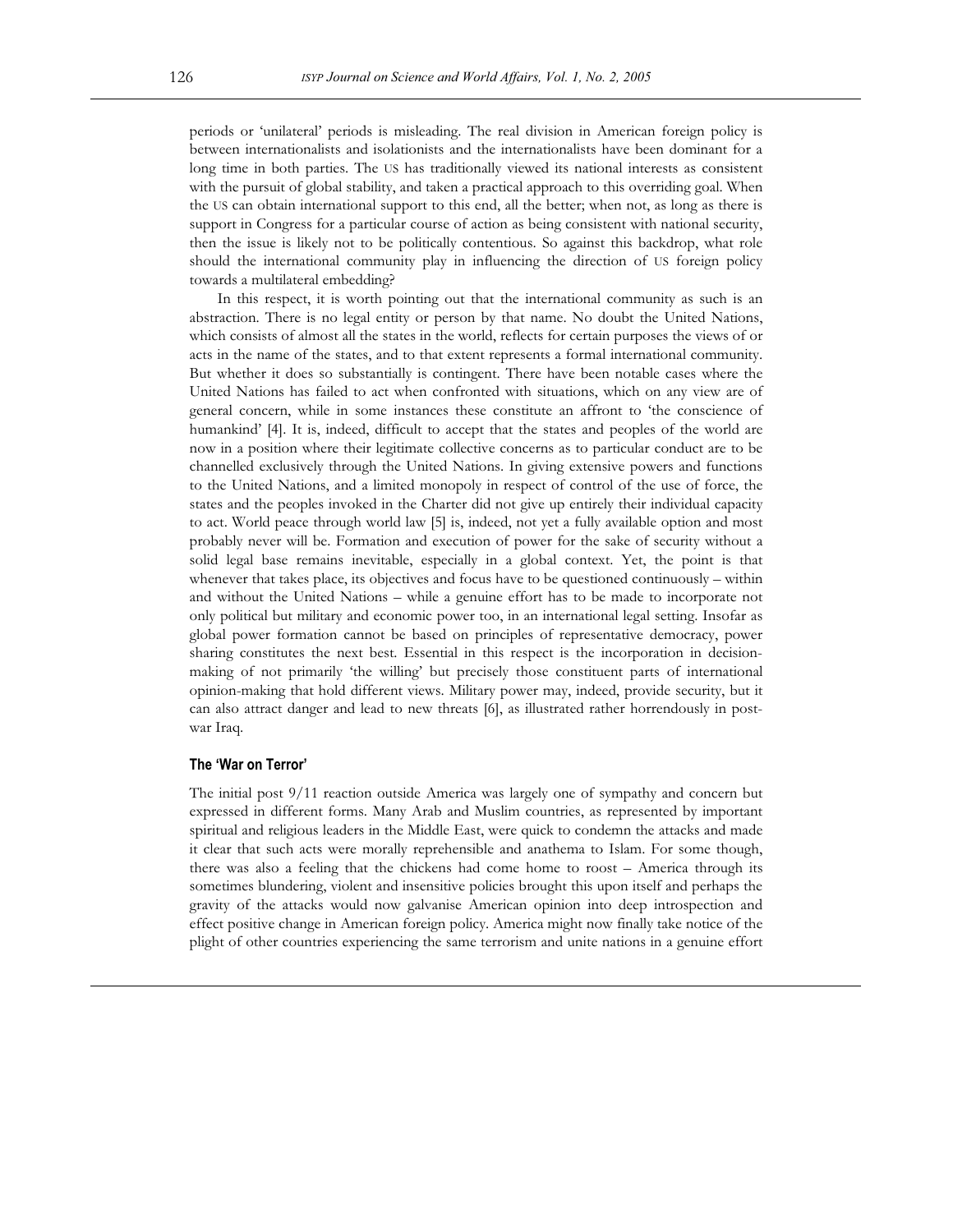periods or 'unilateral' periods is misleading. The real division in American foreign policy is between internationalists and isolationists and the internationalists have been dominant for a long time in both parties. The US has traditionally viewed its national interests as consistent with the pursuit of global stability, and taken a practical approach to this overriding goal. When the US can obtain international support to this end, all the better; when not, as long as there is support in Congress for a particular course of action as being consistent with national security, then the issue is likely not to be politically contentious. So against this backdrop, what role should the international community play in influencing the direction of US foreign policy towards a multilateral embedding?

In this respect, it is worth pointing out that the international community as such is an abstraction. There is no legal entity or person by that name. No doubt the United Nations, which consists of almost all the states in the world, reflects for certain purposes the views of or acts in the name of the states, and to that extent represents a formal international community. But whether it does so substantially is contingent. There have been notable cases where the United Nations has failed to act when confronted with situations, which on any view are of general concern, while in some instances these constitute an affront to 'the conscience of humankind' [4]. It is, indeed, difficult to accept that the states and peoples of the world are now in a position where their legitimate collective concerns as to particular conduct are to be channelled exclusively through the United Nations. In giving extensive powers and functions to the United Nations, and a limited monopoly in respect of control of the use of force, the states and the peoples invoked in the Charter did not give up entirely their individual capacity to act. World peace through world law [5] is, indeed, not yet a fully available option and most probably never will be. Formation and execution of power for the sake of security without a solid legal base remains inevitable, especially in a global context. Yet, the point is that whenever that takes place, its objectives and focus have to be questioned continuously – within and without the United Nations – while a genuine effort has to be made to incorporate not only political but military and economic power too, in an international legal setting. Insofar as global power formation cannot be based on principles of representative democracy, power sharing constitutes the next best. Essential in this respect is the incorporation in decision-making of not primarily 'the willing' but precisely those constituent parts of international opinion-making that hold different views. Military power may, indeed, provide security, but it can also attract danger and lead to new threats [6], as illustrated rather horrendously in post-war Iraq.

### The 'War on Terror'

The initial post 9/11 reaction outside America was largely one of sympathy and concern but expressed in different forms. Many Arab and Muslim countries, as represented by important spiritual and religious leaders in the Middle East, were quick to condemn the attacks and made it clear that such acts were morally reprehensible and anathema to Islam. For some though, there was also a feeling that the chickens had come home to roost – America through its sometimes blundering, violent and insensitive policies brought this upon itself and perhaps the gravity of the attacks would now galvanise American opinion into deep introspection and effect positive change in American foreign policy. America might now finally take notice of the plight of other countries experiencing the same terrorism and unite nations in a genuine effort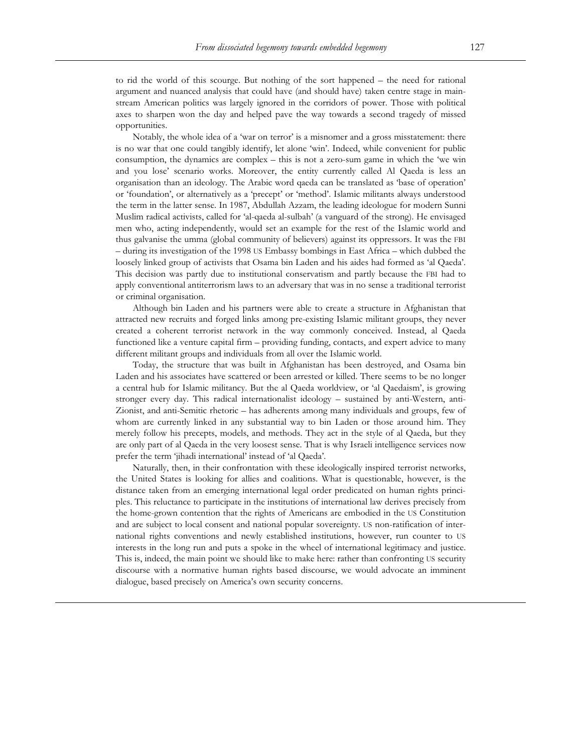to rid the world of this scourge. But nothing of the sort happened – the need for rational argument and nuanced analysis that could have (and should have) taken centre stage in mainstream American politics was largely ignored in the corridors of power. Those with political axes to sharpen won the day and helped pave the way towards a second tragedy of missed opportunities.

Notably, the whole idea of a 'war on terror' is a misnomer and a gross misstatement: there is no war that one could tangibly identify, let alone 'win'. Indeed, while convenient for public consumption, the dynamics are complex – this is not a zero-sum game in which the 'we win and you lose' scenario works. Moreover, the entity currently called Al Qaeda is less an organisation than an ideology. The Arabic word qaeda can be translated as 'base of operation' or 'foundation', or alternatively as a 'precept' or 'method'. Islamic militants always understood the term in the latter sense. In 1987, Abdullah Azzam, the leading ideologue for modern Sunni Muslim radical activists, called for 'al-qaeda al-sulbah' (a vanguard of the strong). He envisaged men who, acting independently, would set an example for the rest of the Islamic world and thus galvanise the umma (global community of believers) against its oppressors. It was the FBI – during its investigation of the 1998 US Embassy bombings in East Africa – which dubbed the loosely linked group of activists that Osama bin Laden and his aides had formed as 'al Qaeda'. This decision was partly due to institutional conservatism and partly because the FBI had to apply conventional antiterrorism laws to an adversary that was in no sense a traditional terrorist or criminal organisation.

Although bin Laden and his partners were able to create a structure in Afghanistan that attracted new recruits and forged links among pre-existing Islamic militant groups, they never created a coherent terrorist network in the way commonly conceived. Instead, al Qaeda functioned like a venture capital firm – providing funding, contacts, and expert advice to many different militant groups and individuals from all over the Islamic world.

Today, the structure that was built in Afghanistan has been destroyed, and Osama bin Laden and his associates have scattered or been arrested or killed. There seems to be no longer a central hub for Islamic militancy. But the al Qaeda worldview, or 'al Qaedaism', is growing stronger every day. This radical internationalist ideology – sustained by anti-Western, anti-Zionist, and anti-Semitic rhetoric – has adherents among many individuals and groups, few of whom are currently linked in any substantial way to bin Laden or those around him. They merely follow his precepts, models, and methods. They act in the style of al Qaeda, but they are only part of al Qaeda in the very loosest sense. That is why Israeli intelligence services now prefer the term 'jihadi international' instead of 'al Qaeda'.

Naturally, then, in their confrontation with these ideologically inspired terrorist networks, the United States is looking for allies and coalitions. What is questionable, however, is the distance taken from an emerging international legal order predicated on human rights principles. This reluctance to participate in the institutions of international law derives precisely from the home-grown contention that the rights of Americans are embodied in the US Constitution and are subject to local consent and national popular sovereignty. US non-ratification of international rights conventions and newly established institutions, however, run counter to US interests in the long run and puts a spoke in the wheel of international legitimacy and justice. This is, indeed, the main point we should like to make here: rather than confronting US security discourse with a normative human rights based discourse, we would advocate an imminent dialogue, based precisely on America's own security concerns.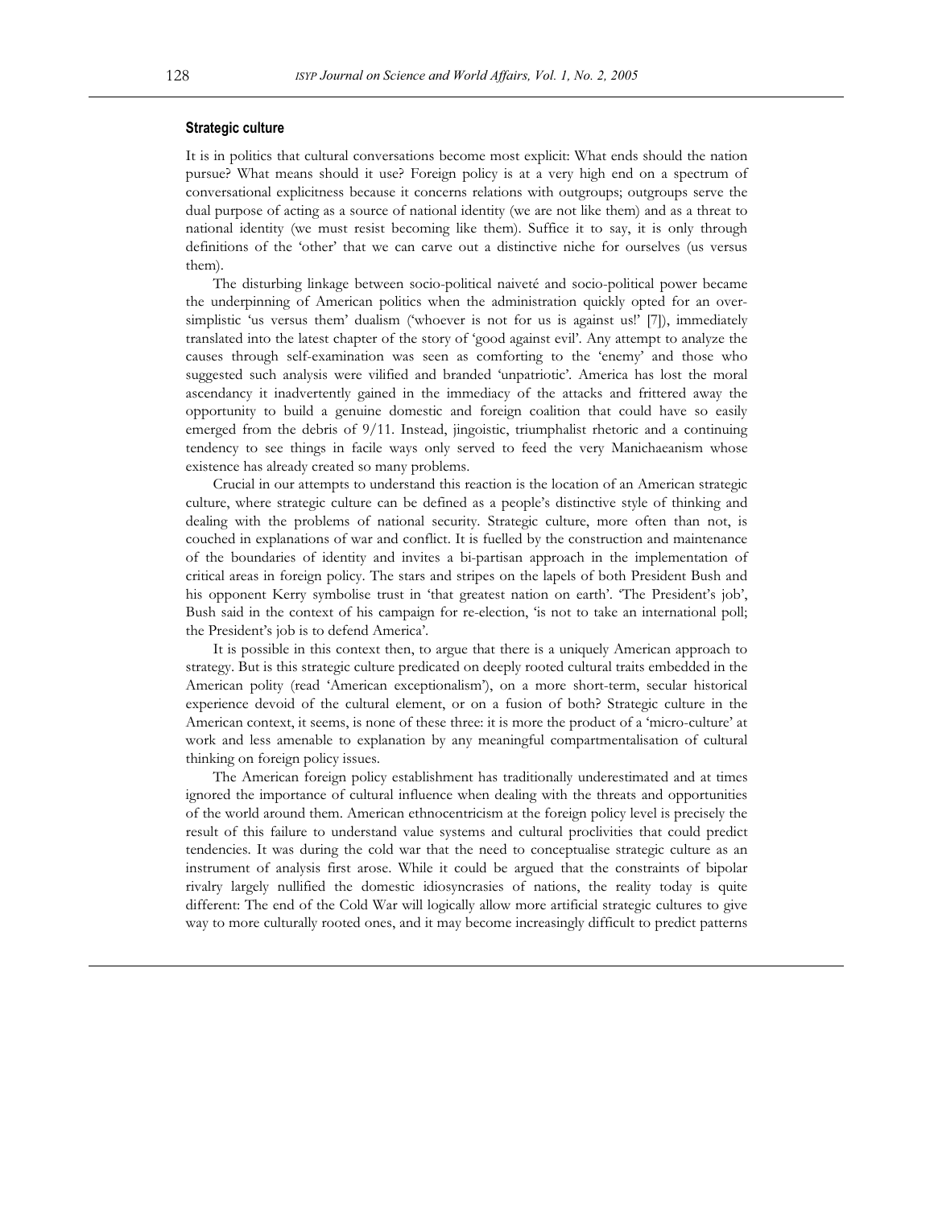### Strategic culture

It is in politics that cultural conversations become most explicit: What ends should the nation pursue? What means should it use? Foreign policy is at a very high end on a spectrum of conversational explicitness because it concerns relations with outgroups; outgroups serve the dual purpose of acting as a source of national identity (we are not like them) and as a threat to national identity (we must resist becoming like them). Suffice it to say, it is only through definitions of the 'other' that we can carve out a distinctive niche for ourselves (us versus them).

The disturbing linkage between socio-political naiveté and socio-political power became the underpinning of American politics when the administration quickly opted for an over-simplistic 'us versus them' dualism ('whoever is not for us is against us!' [7]), immediately translated into the latest chapter of the story of 'good against evil'. Any attempt to analyze the causes through self-examination was seen as comforting to the 'enemy' and those who suggested such analysis were vilified and branded 'unpatriotic'. America has lost the moral ascendancy it inadvertently gained in the immediacy of the attacks and frittered away the opportunity to build a genuine domestic and foreign coalition that could have so easily emerged from the debris of 9/11. Instead, jingoistic, triumphalist rhetoric and a continuing tendency to see things in facile ways only served to feed the very Manichaeanism whose existence has already created so many problems.

Crucial in our attempts to understand this reaction is the location of an American strategic culture, where strategic culture can be defined as a people's distinctive style of thinking and dealing with the problems of national security. Strategic culture, more often than not, is couched in explanations of war and conflict. It is fuelled by the construction and maintenance of the boundaries of identity and invites a bi-partisan approach in the implementation of critical areas in foreign policy. The stars and stripes on the lapels of both President Bush and his opponent Kerry symbolise trust in 'that greatest nation on earth'. 'The President's job', Bush said in the context of his campaign for re-election, 'is not to take an international poll; the President's job is to defend America'.

It is possible in this context then, to argue that there is a uniquely American approach to strategy. But is this strategic culture predicated on deeply rooted cultural traits embedded in the American polity (read 'American exceptionalism'), on a more short-term, secular historical experience devoid of the cultural element, or on a fusion of both? Strategic culture in the American context, it seems, is none of these three: it is more the product of a 'micro-culture' at work and less amenable to explanation by any meaningful compartmentalisation of cultural thinking on foreign policy issues.

The American foreign policy establishment has traditionally underestimated and at times ignored the importance of cultural influence when dealing with the threats and opportunities of the world around them. American ethnocentricism at the foreign policy level is precisely the result of this failure to understand value systems and cultural proclivities that could predict tendencies. It was during the cold war that the need to conceptualise strategic culture as an instrument of analysis first arose. While it could be argued that the constraints of bipolar rivalry largely nullified the domestic idiosyncrasies of nations, the reality today is quite different: The end of the Cold War will logically allow more artificial strategic cultures to give way to more culturally rooted ones, and it may become increasingly difficult to predict patterns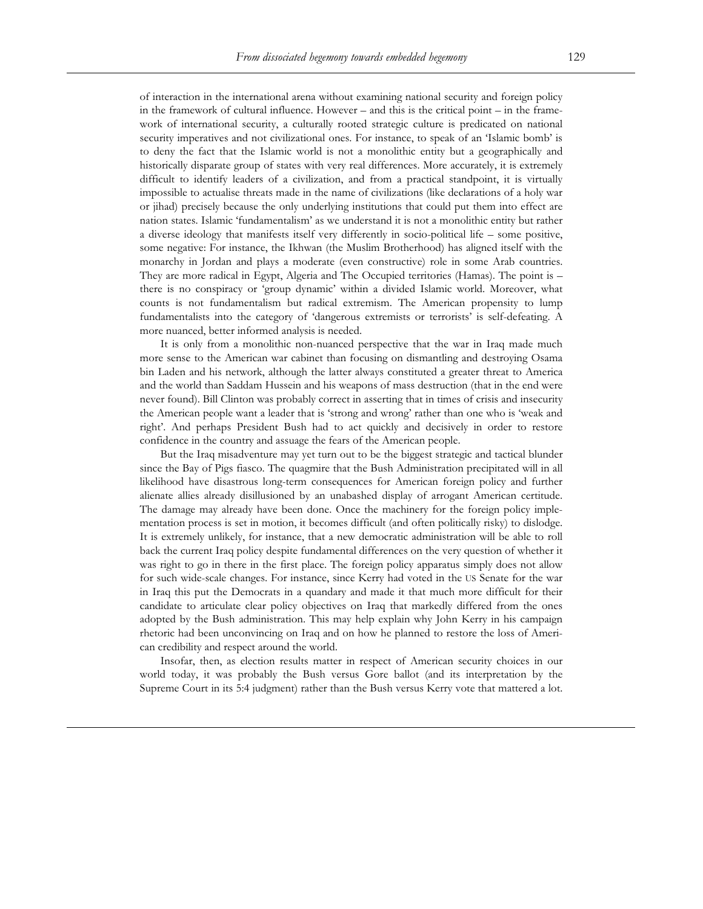of interaction in the international arena without examining national security and foreign policy in the framework of cultural influence. However – and this is the critical point – in the framework of international security, a culturally rooted strategic culture is predicated on national security imperatives and not civilizational ones. For instance, to speak of an 'Islamic bomb' is to deny the fact that the Islamic world is not a monolithic entity but a geographically and historically disparate group of states with very real differences. More accurately, it is extremely difficult to identify leaders of a civilization, and from a practical standpoint, it is virtually impossible to actualise threats made in the name of civilizations (like declarations of a holy war or jihad) precisely because the only underlying institutions that could put them into effect are nation states. Islamic 'fundamentalism' as we understand it is not a monolithic entity but rather a diverse ideology that manifests itself very differently in socio-political life – some positive, some negative: For instance, the Ikhwan (the Muslim Brotherhood) has aligned itself with the monarchy in Jordan and plays a moderate (even constructive) role in some Arab countries. They are more radical in Egypt, Algeria and The Occupied territories (Hamas). The point is – there is no conspiracy or 'group dynamic' within a divided Islamic world. Moreover, what counts is not fundamentalism but radical extremism. The American propensity to lump fundamentalists into the category of 'dangerous extremists or terrorists' is self-defeating. A more nuanced, better informed analysis is needed.

It is only from a monolithic non-nuanced perspective that the war in Iraq made much more sense to the American war cabinet than focusing on dismantling and destroying Osama bin Laden and his network, although the latter always constituted a greater threat to America and the world than Saddam Hussein and his weapons of mass destruction (that in the end were never found). Bill Clinton was probably correct in asserting that in times of crisis and insecurity the American people want a leader that is 'strong and wrong' rather than one who is 'weak and right'. And perhaps President Bush had to act quickly and decisively in order to restore confidence in the country and assuage the fears of the American people.

But the Iraq misadventure may yet turn out to be the biggest strategic and tactical blunder since the Bay of Pigs fiasco. The quagmire that the Bush Administration precipitated will in all likelihood have disastrous long-term consequences for American foreign policy and further alienate allies already disillusioned by an unabashed display of arrogant American certitude. The damage may already have been done. Once the machinery for the foreign policy implementation process is set in motion, it becomes difficult (and often politically risky) to dislodge. It is extremely unlikely, for instance, that a new democratic administration will be able to roll back the current Iraq policy despite fundamental differences on the very question of whether it was right to go in there in the first place. The foreign policy apparatus simply does not allow for such wide-scale changes. For instance, since Kerry had voted in the US Senate for the war in Iraq this put the Democrats in a quandary and made it that much more difficult for their candidate to articulate clear policy objectives on Iraq that markedly differed from the ones adopted by the Bush administration. This may help explain why John Kerry in his campaign rhetoric had been unconvincing on Iraq and on how he planned to restore the loss of American credibility and respect around the world.

Insofar, then, as election results matter in respect of American security choices in our world today, it was probably the Bush versus Gore ballot (and its interpretation by the Supreme Court in its 5:4 judgment) rather than the Bush versus Kerry vote that mattered a lot.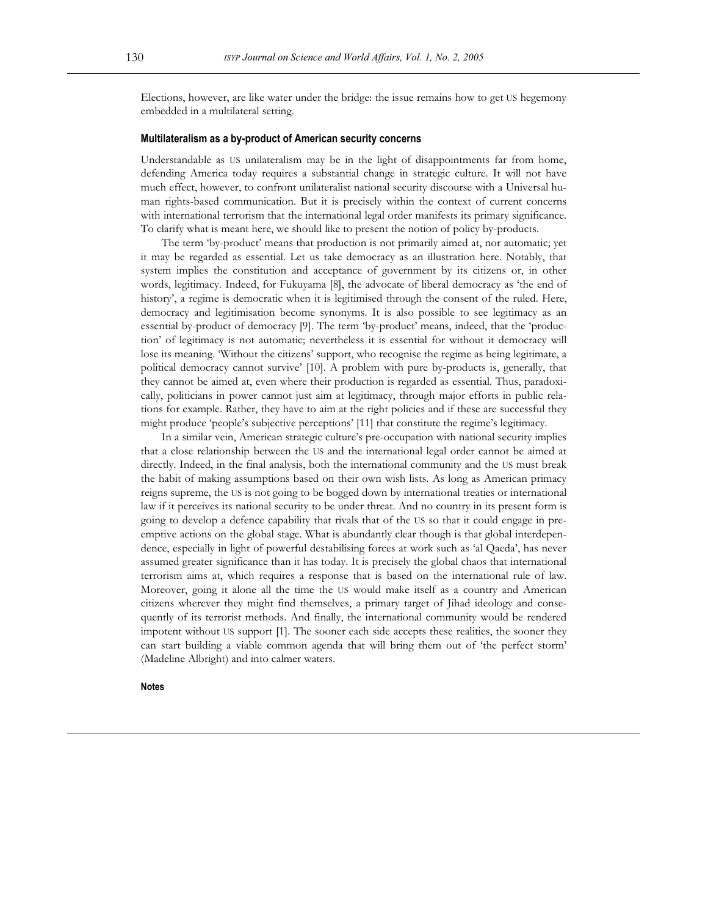Elections, however, are like water under the bridge: the issue remains how to get US hegemony embedded in a multilateral setting.

### Multilateralism as a by-product of American security concerns

Understandable as US unilateralism may be in the light of disappointments far from home, defending America today requires a substantial change in strategic culture. It will not have much effect, however, to confront unilateralist national security discourse with a Universal human rights-based communication. But it is precisely within the context of current concerns with international terrorism that the international legal order manifests its primary significance. To clarify what is meant here, we should like to present the notion of policy by-products.

The term 'by-product' means that production is not primarily aimed at, nor automatic; yet it may be regarded as essential. Let us take democracy as an illustration here. Notably, that system implies the constitution and acceptance of government by its citizens or, in other words, legitimacy. Indeed, for Fukuyama [8], the advocate of liberal democracy as 'the end of history', a regime is democratic when it is legitimised through the consent of the ruled. Here, democracy and legitimisation become synonyms. It is also possible to see legitimacy as an essential by-product of democracy [9]. The term 'by-product' means, indeed, that the 'production' of legitimacy is not automatic; nevertheless it is essential for without it democracy will lose its meaning. 'Without the citizens' support, who recognise the regime as being legitimate, a political democracy cannot survive' [10]. A problem with pure by-products is, generally, that they cannot be aimed at, even where their production is regarded as essential. Thus, paradoxically, politicians in power cannot just aim at legitimacy, through major efforts in public relations for example. Rather, they have to aim at the right policies and if these are successful they might produce 'people's subjective perceptions' [11] that constitute the regime's legitimacy.

In a similar vein, American strategic culture's pre-occupation with national security implies that a close relationship between the US and the international legal order cannot be aimed at directly. Indeed, in the final analysis, both the international community and the US must break the habit of making assumptions based on their own wish lists. As long as American primacy reigns supreme, the US is not going to be bogged down by international treaties or international law if it perceives its national security to be under threat. And no country in its present form is going to develop a defence capability that rivals that of the US so that it could engage in pre-emptive actions on the global stage. What is abundantly clear though is that global interdependence, especially in light of powerful destabilising forces at work such as 'al Qaeda', has never assumed greater significance than it has today. It is precisely the global chaos that international terrorism aims at, which requires a response that is based on the international rule of law. Moreover, going it alone all the time the US would make itself as a country and American citizens wherever they might find themselves, a primary target of Jihad ideology and consequently of its terrorist methods. And finally, the international community would be rendered impotent without US support [1]. The sooner each side accepts these realities, the sooner they can start building a viable common agenda that will bring them out of 'the perfect storm' (Madeline Albright) and into calmer waters.

### Notes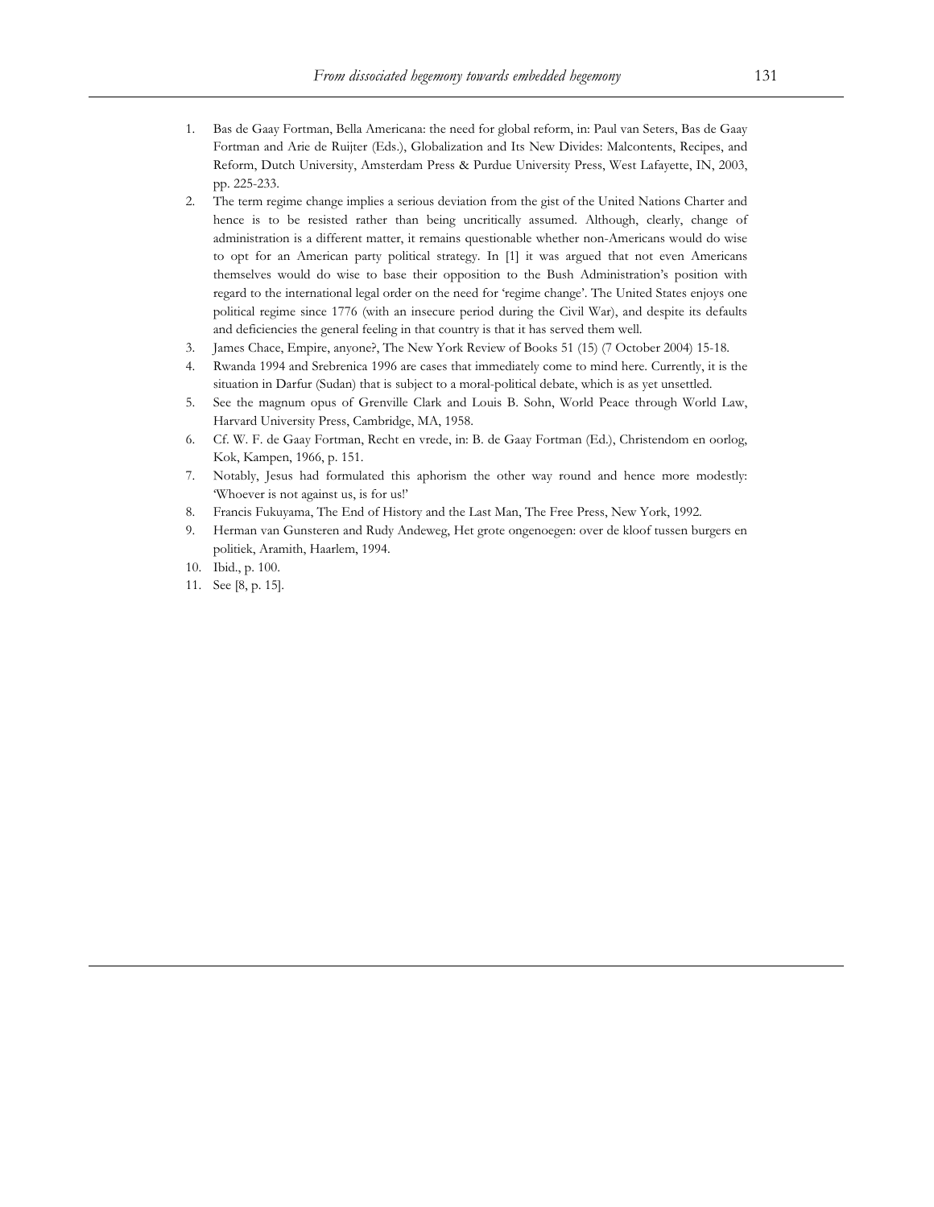1. Bas de Gaay Fortman, Bella Americana: the need for global reform, in: Paul van Seters, Bas de Gaay Fortman and Arie de Ruijter (Eds.), Globalization and Its New Divides: Malcontents, Recipes, and Reform, Dutch University, Amsterdam Press & Purdue University Press, West Lafayette, IN, 2003, pp. 225-233.
2. The term regime change implies a serious deviation from the gist of the United Nations Charter and hence is to be resisted rather than being uncritically assumed. Although, clearly, change of administration is a different matter, it remains questionable whether non-Americans would do wise to opt for an American party political strategy. In [1] it was argued that not even Americans themselves would do wise to base their opposition to the Bush Administration's position with regard to the international legal order on the need for 'regime change'. The United States enjoys one political regime since 1776 (with an insecure period during the Civil War), and despite its defaults and deficiencies the general feeling in that country is that it has served them well.
3. James Chace, Empire, anyone?, The New York Review of Books 51 (15) (7 October 2004) 15-18.
4. Rwanda 1994 and Srebrenica 1996 are cases that immediately come to mind here. Currently, it is the situation in Darfur (Sudan) that is subject to a moral-political debate, which is as yet unsettled.
5. See the magnum opus of Grenville Clark and Louis B. Sohn, World Peace through World Law, Harvard University Press, Cambridge, MA, 1958.
6. Cf. W. F. de Gaay Fortman, Recht en vrede, in: B. de Gaay Fortman (Ed.), Christendom en oorlog, Kok, Kampen, 1966, p. 151.
7. Notably, Jesus had formulated this aphorism the other way round and hence more modestly: 'Whoever is not against us, is for us!'
8. Francis Fukuyama, The End of History and the Last Man, The Free Press, New York, 1992.
9. Herman van Gunsteren and Rudy Andeweg, Het grote ongenoegen: over de kloof tussen burgers en politiek, Aramith, Haarlem, 1994.
10. Ibid., p. 100.
11. See [8, p. 15].